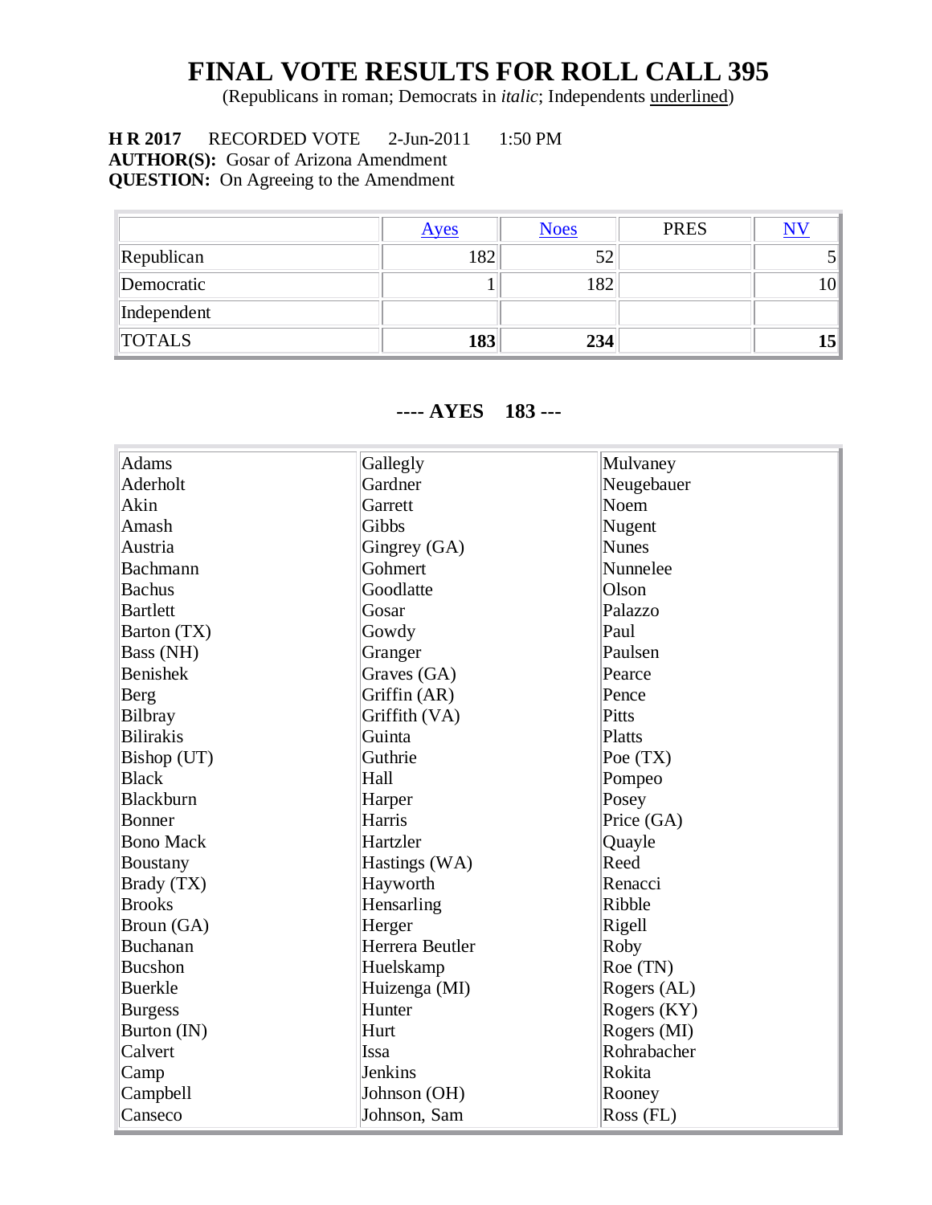# FINAL VOTE RESULTS FOR ROLL CALL 395

(Republicans in roman; Democrats in *italic*; Independents underlined)

**H R 2017** RECORDED VOTE 2-Jun-2011 1:50 PM
**AUTHOR(S):** Gosar of Arizona Amendment
**QUESTION:** On Agreeing to the Amendment

| | Ayes | Noes | PRES | NV |
|---|---|---|---|---|
| Republican | 182 | 52 | | 5 |
| Democratic | 1 | 182 | | 10 |
| Independent | | | | |
| TOTALS | **183** | **234** | | **15** |

## ---- AYES 183 ---

| | | |
|---|---|---|
| Adams | Gallegly | Mulvaney |
| Aderholt | Gardner | Neugebauer |
| Akin | Garrett | Noem |
| Amash | Gibbs | Nugent |
| Austria | Gingrey (GA) | Nunes |
| Bachmann | Gohmert | Nunnelee |
| Bachus | Goodlatte | Olson |
| Bartlett | Gosar | Palazzo |
| Barton (TX) | Gowdy | Paul |
| Bass (NH) | Granger | Paulsen |
| Benishek | Graves (GA) | Pearce |
| Berg | Griffin (AR) | Pence |
| Bilbray | Griffith (VA) | Pitts |
| Bilirakis | Guinta | Platts |
| Bishop (UT) | Guthrie | Poe (TX) |
| Black | Hall | Pompeo |
| Blackburn | Harper | Posey |
| Bonner | Harris | Price (GA) |
| Bono Mack | Hartzler | Quayle |
| Boustany | Hastings (WA) | Reed |
| Brady (TX) | Hayworth | Renacci |
| Brooks | Hensarling | Ribble |
| Broun (GA) | Herger | Rigell |
| Buchanan | Herrera Beutler | Roby |
| Bucshon | Huelskamp | Roe (TN) |
| Buerkle | Huizenga (MI) | Rogers (AL) |
| Burgess | Hunter | Rogers (KY) |
| Burton (IN) | Hurt | Rogers (MI) |
| Calvert | Issa | Rohrabacher |
| Camp | Jenkins | Rokita |
| Campbell | Johnson (OH) | Rooney |
| Canseco | Johnson, Sam | Ross (FL) |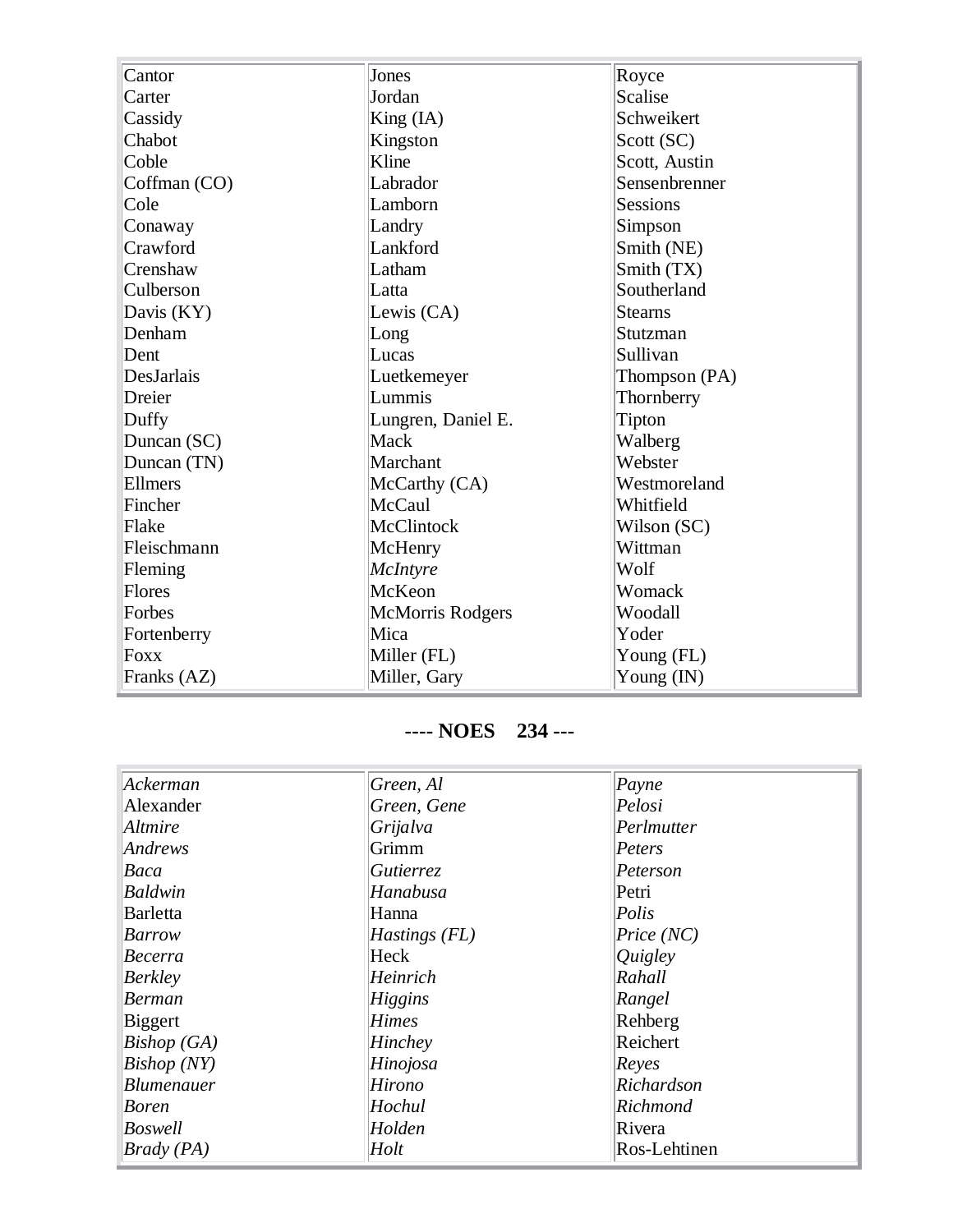| | | |
|---|---|---|
| Cantor | Jones | Royce |
| Carter | Jordan | Scalise |
| Cassidy | King (IA) | Schweikert |
| Chabot | Kingston | Scott (SC) |
| Coble | Kline | Scott, Austin |
| Coffman (CO) | Labrador | Sensenbrenner |
| Cole | Lamborn | Sessions |
| Conaway | Landry | Simpson |
| Crawford | Lankford | Smith (NE) |
| Crenshaw | Latham | Smith (TX) |
| Culberson | Latta | Southerland |
| Davis (KY) | Lewis (CA) | Stearns |
| Denham | Long | Stutzman |
| Dent | Lucas | Sullivan |
| DesJarlais | Luetkemeyer | Thompson (PA) |
| Dreier | Lummis | Thornberry |
| Duffy | Lungren, Daniel E. | Tipton |
| Duncan (SC) | Mack | Walberg |
| Duncan (TN) | Marchant | Webster |
| Ellmers | McCarthy (CA) | Westmoreland |
| Fincher | McCaul | Whitfield |
| Flake | McClintock | Wilson (SC) |
| Fleischmann | McHenry | Wittman |
| Fleming | *McIntyre* | Wolf |
| Flores | McKeon | Womack |
| Forbes | McMorris Rodgers | Woodall |
| Fortenberry | Mica | Yoder |
| Foxx | Miller (FL) | Young (FL) |
| Franks (AZ) | Miller, Gary | Young (IN) |

## ---- NOES 234 ---

| | | |
|---|---|---|
| *Ackerman* | *Green, Al* | *Payne* |
| Alexander | *Green, Gene* | *Pelosi* |
| *Altmire* | *Grijalva* | *Perlmutter* |
| *Andrews* | Grimm | *Peters* |
| *Baca* | *Gutierrez* | *Peterson* |
| *Baldwin* | *Hanabusa* | Petri |
| Barletta | Hanna | *Polis* |
| *Barrow* | *Hastings (FL)* | *Price (NC)* |
| *Becerra* | Heck | *Quigley* |
| *Berkley* | *Heinrich* | *Rahall* |
| *Berman* | *Higgins* | *Rangel* |
| Biggert | *Himes* | Rehberg |
| *Bishop (GA)* | *Hinchey* | Reichert |
| *Bishop (NY)* | *Hinojosa* | *Reyes* |
| *Blumenauer* | *Hirono* | *Richardson* |
| *Boren* | *Hochul* | *Richmond* |
| *Boswell* | *Holden* | Rivera |
| *Brady (PA)* | *Holt* | Ros-Lehtinen |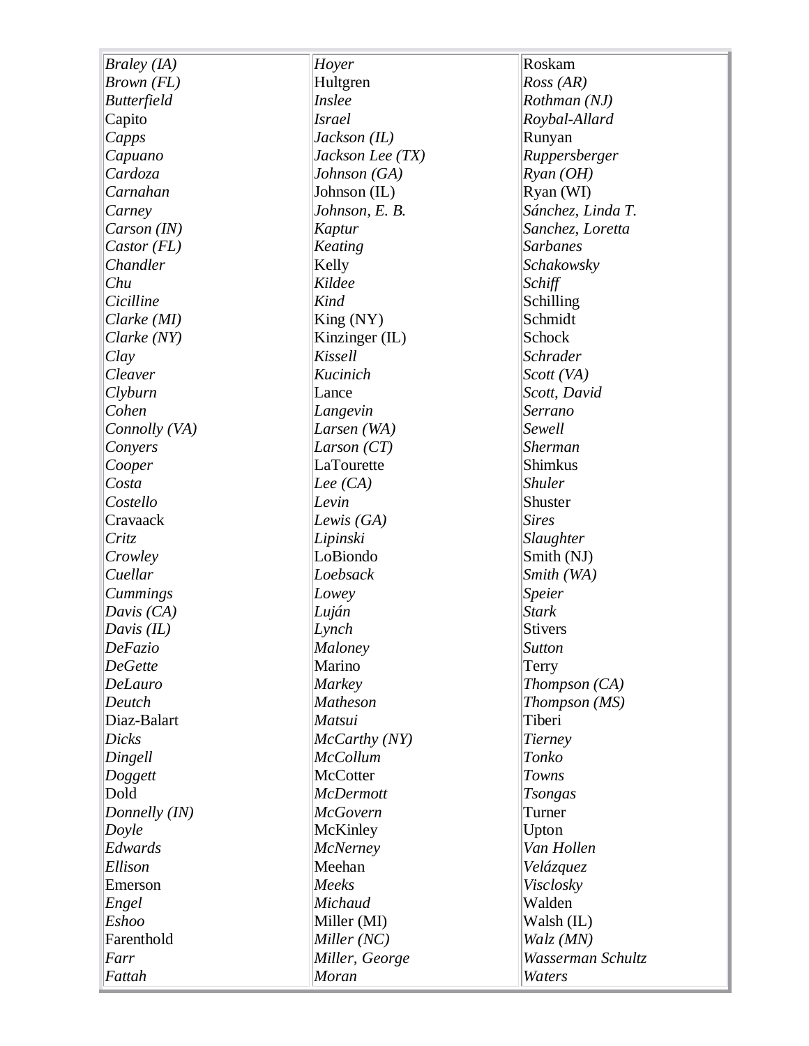| *Braley (IA)* | *Hoyer* | Roskam |
|---|---|---|
| *Brown (FL)* | Hultgren | *Ross (AR)* |
| *Butterfield* | *Inslee* | *Rothman (NJ)* |
| Capito | *Israel* | *Roybal-Allard* |
| *Capps* | *Jackson (IL)* | Runyan |
| *Capuano* | *Jackson Lee (TX)* | *Ruppersberger* |
| *Cardoza* | *Johnson (GA)* | *Ryan (OH)* |
| *Carnahan* | Johnson (IL) | Ryan (WI) |
| *Carney* | *Johnson, E. B.* | *Sánchez, Linda T.* |
| *Carson (IN)* | *Kaptur* | *Sanchez, Loretta* |
| *Castor (FL)* | *Keating* | *Sarbanes* |
| *Chandler* | Kelly | *Schakowsky* |
| *Chu* | *Kildee* | *Schiff* |
| *Cicilline* | *Kind* | Schilling |
| *Clarke (MI)* | King (NY) | Schmidt |
| *Clarke (NY)* | Kinzinger (IL) | Schock |
| *Clay* | *Kissell* | *Schrader* |
| *Cleaver* | *Kucinich* | *Scott (VA)* |
| *Clyburn* | Lance | *Scott, David* |
| *Cohen* | *Langevin* | *Serrano* |
| *Connolly (VA)* | *Larsen (WA)* | *Sewell* |
| *Conyers* | *Larson (CT)* | *Sherman* |
| *Cooper* | LaTourette | Shimkus |
| *Costa* | *Lee (CA)* | *Shuler* |
| *Costello* | *Levin* | Shuster |
| Cravaack | *Lewis (GA)* | *Sires* |
| *Critz* | *Lipinski* | *Slaughter* |
| *Crowley* | LoBiondo | Smith (NJ) |
| *Cuellar* | *Loebsack* | *Smith (WA)* |
| *Cummings* | *Lowey* | *Speier* |
| *Davis (CA)* | *Luján* | *Stark* |
| *Davis (IL)* | *Lynch* | Stivers |
| *DeFazio* | *Maloney* | *Sutton* |
| *DeGette* | Marino | Terry |
| *DeLauro* | *Markey* | *Thompson (CA)* |
| *Deutch* | *Matheson* | *Thompson (MS)* |
| Diaz-Balart | *Matsui* | Tiberi |
| *Dicks* | *McCarthy (NY)* | *Tierney* |
| *Dingell* | *McCollum* | *Tonko* |
| *Doggett* | McCotter | *Towns* |
| Dold | *McDermott* | *Tsongas* |
| *Donnelly (IN)* | *McGovern* | Turner |
| *Doyle* | McKinley | Upton |
| *Edwards* | *McNerney* | *Van Hollen* |
| *Ellison* | Meehan | *Velázquez* |
| Emerson | *Meeks* | *Visclosky* |
| *Engel* | *Michaud* | Walden |
| *Eshoo* | Miller (MI) | Walsh (IL) |
| Farenthold | *Miller (NC)* | *Walz (MN)* |
| *Farr* | *Miller, George* | *Wasserman Schultz* |
| *Fattah* | *Moran* | *Waters* |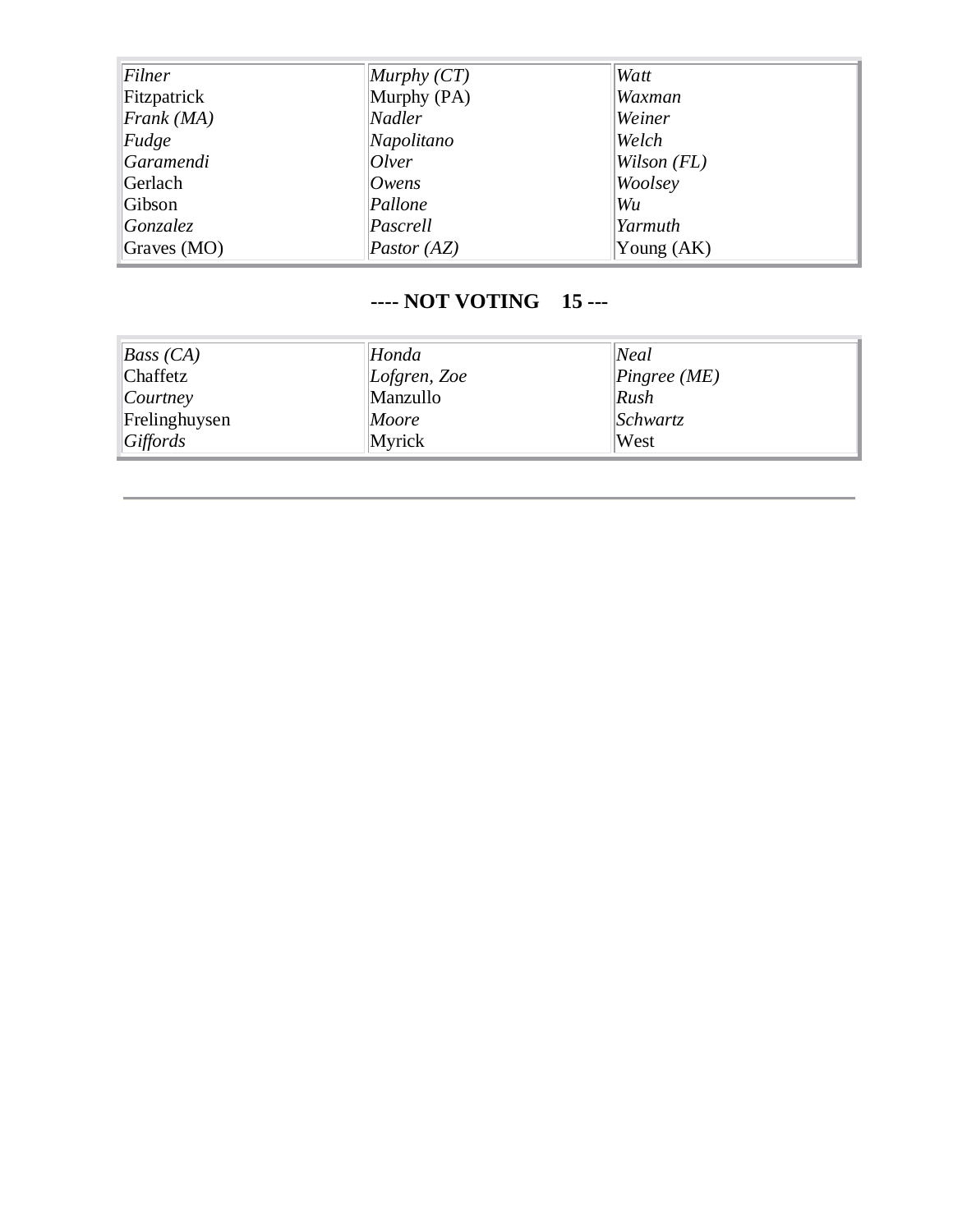| | | |
|---|---|---|
| *Filner* | *Murphy (CT)* | *Watt* |
| Fitzpatrick | Murphy (PA) | *Waxman* |
| *Frank (MA)* | *Nadler* | *Weiner* |
| *Fudge* | *Napolitano* | *Welch* |
| *Garamendi* | *Olver* | *Wilson (FL)* |
| Gerlach | *Owens* | *Woolsey* |
| Gibson | *Pallone* | *Wu* |
| *Gonzalez* | *Pascrell* | *Yarmuth* |
| Graves (MO) | *Pastor (AZ)* | Young (AK) |

### ---- NOT VOTING 15 ---

| | | |
|---|---|---|
| *Bass (CA)* | *Honda* | *Neal* |
| Chaffetz | *Lofgren, Zoe* | *Pingree (ME)* |
| *Courtney* | Manzullo | *Rush* |
| Frelinghuysen | *Moore* | *Schwartz* |
| *Giffords* | Myrick | West |

---